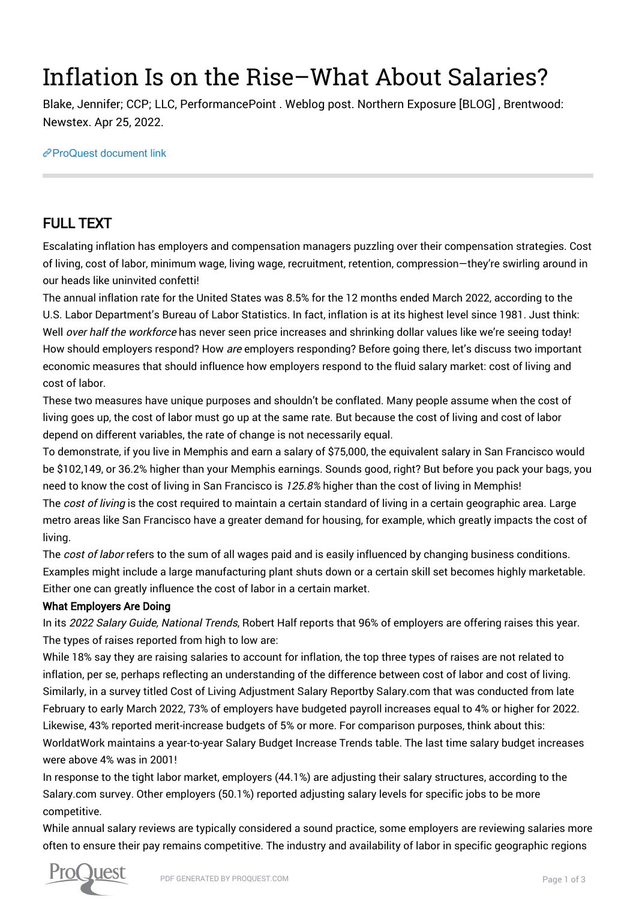# Inflation Is on the Rise–What About Salaries?

Blake, Jennifer; CCP; LLC, PerformancePoint . Weblog post. Northern Exposure [BLOG] , Brentwood: Newstex. Apr 25, 2022.

ProQuest document link

## FULL TEXT

Escalating inflation has employers and compensation managers puzzling over their compensation strategies. Cost of living, cost of labor, minimum wage, living wage, recruitment, retention, compression—they're swirling around in our heads like uninvited confetti!

The annual inflation rate for the United States was 8.5% for the 12 months ended March 2022, according to the U.S. Labor Department's Bureau of Labor Statistics. In fact, inflation is at its highest level since 1981. Just think: Well *over half the workforce* has never seen price increases and shrinking dollar values like we're seeing today!

How should employers respond? How *are* employers responding? Before going there, let's discuss two important economic measures that should influence how employers respond to the fluid salary market: cost of living and cost of labor.

These two measures have unique purposes and shouldn't be conflated. Many people assume when the cost of living goes up, the cost of labor must go up at the same rate. But because the cost of living and cost of labor depend on different variables, the rate of change is not necessarily equal.

To demonstrate, if you live in Memphis and earn a salary of $75,000, the equivalent salary in San Francisco would be $102,149, or 36.2% higher than your Memphis earnings. Sounds good, right? But before you pack your bags, you need to know the cost of living in San Francisco is *125.8%* higher than the cost of living in Memphis!

The *cost of living* is the cost required to maintain a certain standard of living in a certain geographic area. Large metro areas like San Francisco have a greater demand for housing, for example, which greatly impacts the cost of living.

The *cost of labor* refers to the sum of all wages paid and is easily influenced by changing business conditions. Examples might include a large manufacturing plant shuts down or a certain skill set becomes highly marketable. Either one can greatly influence the cost of labor in a certain market.

### What Employers Are Doing

In its *2022 Salary Guide, National Trends*, Robert Half reports that 96% of employers are offering raises this year. The types of raises reported from high to low are:

While 18% say they are raising salaries to account for inflation, the top three types of raises are not related to inflation, per se, perhaps reflecting an understanding of the difference between cost of labor and cost of living.

Similarly, in a survey titled Cost of Living Adjustment Salary Reportby Salary.com that was conducted from late February to early March 2022, 73% of employers have budgeted payroll increases equal to 4% or higher for 2022. Likewise, 43% reported merit-increase budgets of 5% or more. For comparison purposes, think about this: WorldatWork maintains a year-to-year Salary Budget Increase Trends table. The last time salary budget increases were above 4% was in 2001!

In response to the tight labor market, employers (44.1%) are adjusting their salary structures, according to the Salary.com survey. Other employers (50.1%) reported adjusting salary levels for specific jobs to be more competitive.

While annual salary reviews are typically considered a sound practice, some employers are reviewing salaries more often to ensure their pay remains competitive. The industry and availability of labor in specific geographic regions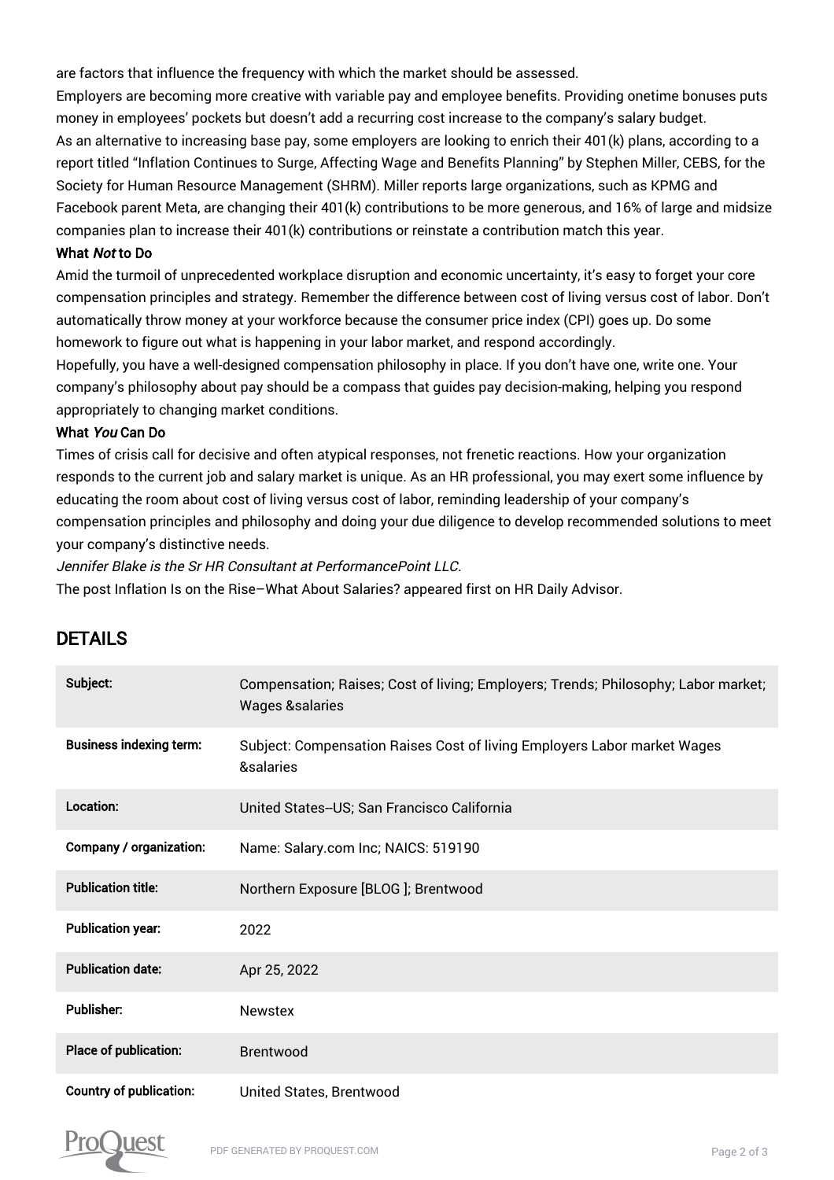are factors that influence the frequency with which the market should be assessed.

Employers are becoming more creative with variable pay and employee benefits. Providing onetime bonuses puts money in employees' pockets but doesn't add a recurring cost increase to the company's salary budget.

As an alternative to increasing base pay, some employers are looking to enrich their 401(k) plans, according to a report titled "Inflation Continues to Surge, Affecting Wage and Benefits Planning" by Stephen Miller, CEBS, for the Society for Human Resource Management (SHRM). Miller reports large organizations, such as KPMG and Facebook parent Meta, are changing their 401(k) contributions to be more generous, and 16% of large and midsize companies plan to increase their 401(k) contributions or reinstate a contribution match this year.

**What *Not* to Do**

Amid the turmoil of unprecedented workplace disruption and economic uncertainty, it's easy to forget your core compensation principles and strategy. Remember the difference between cost of living versus cost of labor. Don't automatically throw money at your workforce because the consumer price index (CPI) goes up. Do some homework to figure out what is happening in your labor market, and respond accordingly.

Hopefully, you have a well-designed compensation philosophy in place. If you don't have one, write one. Your company's philosophy about pay should be a compass that guides pay decision-making, helping you respond appropriately to changing market conditions.

**What *You* Can Do**

Times of crisis call for decisive and often atypical responses, not frenetic reactions. How your organization responds to the current job and salary market is unique. As an HR professional, you may exert some influence by educating the room about cost of living versus cost of labor, reminding leadership of your company's compensation principles and philosophy and doing your due diligence to develop recommended solutions to meet your company's distinctive needs.

*Jennifer Blake is the Sr HR Consultant at PerformancePoint LLC.*

The post Inflation Is on the Rise–What About Salaries? appeared first on HR Daily Advisor.

## DETAILS

| | |
|---|---|
| **Subject:** | Compensation; Raises; Cost of living; Employers; Trends; Philosophy; Labor market; Wages &salaries |
| **Business indexing term:** | Subject: Compensation Raises Cost of living Employers Labor market Wages &salaries |
| **Location:** | United States--US; San Francisco California |
| **Company / organization:** | Name: Salary.com Inc; NAICS: 519190 |
| **Publication title:** | Northern Exposure [BLOG ]; Brentwood |
| **Publication year:** | 2022 |
| **Publication date:** | Apr 25, 2022 |
| **Publisher:** | Newstex |
| **Place of publication:** | Brentwood |
| **Country of publication:** | United States, Brentwood |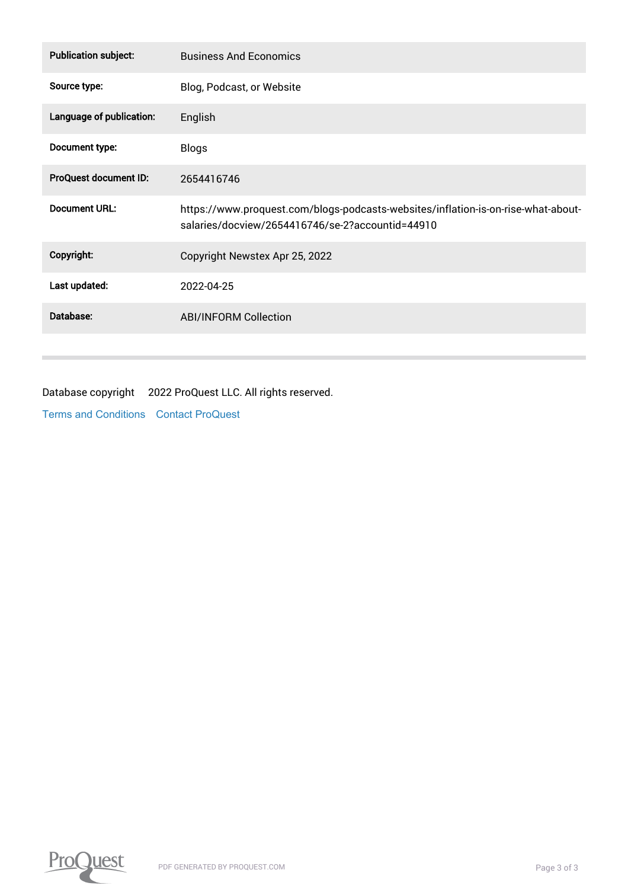| | |
|---|---|
| **Publication subject:** | Business And Economics |
| **Source type:** | Blog, Podcast, or Website |
| **Language of publication:** | English |
| **Document type:** | Blogs |
| **ProQuest document ID:** | 2654416746 |
| **Document URL:** | https://www.proquest.com/blogs-podcasts-websites/inflation-is-on-rise-what-about-salaries/docview/2654416746/se-2?accountid=44910 |
| **Copyright:** | Copyright Newstex Apr 25, 2022 |
| **Last updated:** | 2022-04-25 |
| **Database:** | ABI/INFORM Collection |

Database copyright 2022 ProQuest LLC. All rights reserved.

Terms and Conditions Contact ProQuest